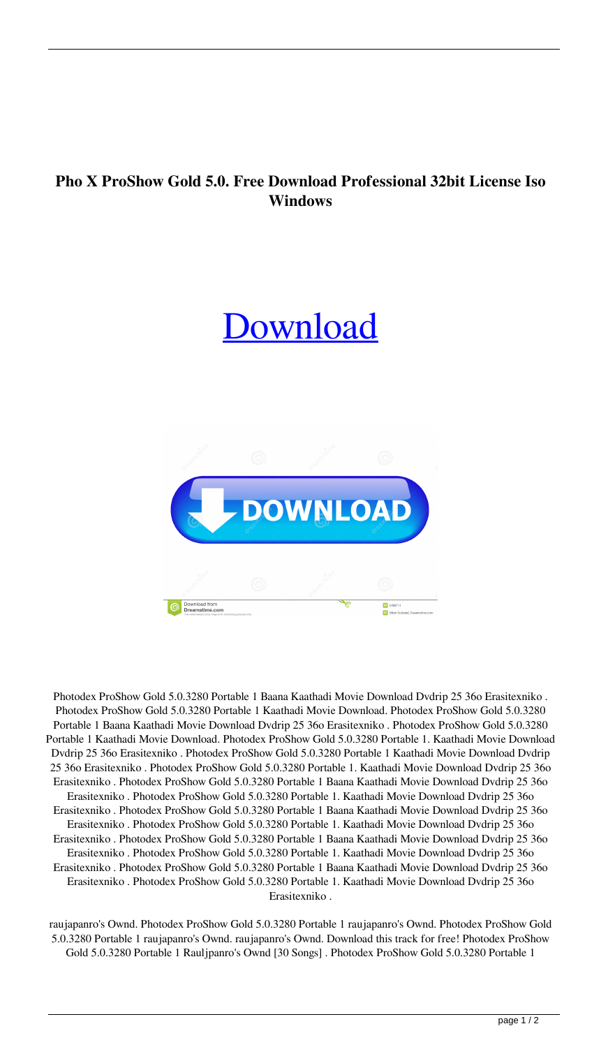**Pho X ProShow Gold 5.0. Free Download Professional 32bit License Iso Windows**

[Download]

Photodex ProShow Gold 5.0.3280 Portable 1 Baana Kaathadi Movie Download Dvdrip 25 36o Erasitexniko . Photodex ProShow Gold 5.0.3280 Portable 1 Kaathadi Movie Download. Photodex ProShow Gold 5.0.3280 Portable 1 Baana Kaathadi Movie Download Dvdrip 25 36o Erasitexniko . Photodex ProShow Gold 5.0.3280 Portable 1 Kaathadi Movie Download. Photodex ProShow Gold 5.0.3280 Portable 1. Kaathadi Movie Download Dvdrip 25 36o Erasitexniko . Photodex ProShow Gold 5.0.3280 Portable 1 Kaathadi Movie Download Dvdrip 25 36o Erasitexniko . Photodex ProShow Gold 5.0.3280 Portable 1. Kaathadi Movie Download Dvdrip 25 36o Erasitexniko . Photodex ProShow Gold 5.0.3280 Portable 1 Baana Kaathadi Movie Download Dvdrip 25 36o Erasitexniko . Photodex ProShow Gold 5.0.3280 Portable 1. Kaathadi Movie Download Dvdrip 25 36o Erasitexniko . Photodex ProShow Gold 5.0.3280 Portable 1 Baana Kaathadi Movie Download Dvdrip 25 36o Erasitexniko . Photodex ProShow Gold 5.0.3280 Portable 1. Kaathadi Movie Download Dvdrip 25 36o Erasitexniko . Photodex ProShow Gold 5.0.3280 Portable 1 Baana Kaathadi Movie Download Dvdrip 25 36o Erasitexniko . Photodex ProShow Gold 5.0.3280 Portable 1. Kaathadi Movie Download Dvdrip 25 36o Erasitexniko . Photodex ProShow Gold 5.0.3280 Portable 1 Baana Kaathadi Movie Download Dvdrip 25 36o Erasitexniko . Photodex ProShow Gold 5.0.3280 Portable 1. Kaathadi Movie Download Dvdrip 25 36o Erasitexniko .

raujapanro's Ownd. Photodex ProShow Gold 5.0.3280 Portable 1 raujapanro's Ownd. Photodex ProShow Gold 5.0.3280 Portable 1 raujapanro's Ownd. raujapanro's Ownd. Download this track for free! Photodex ProShow Gold 5.0.3280 Portable 1 Rauljpanro's Ownd [30 Songs] . Photodex ProShow Gold 5.0.3280 Portable 1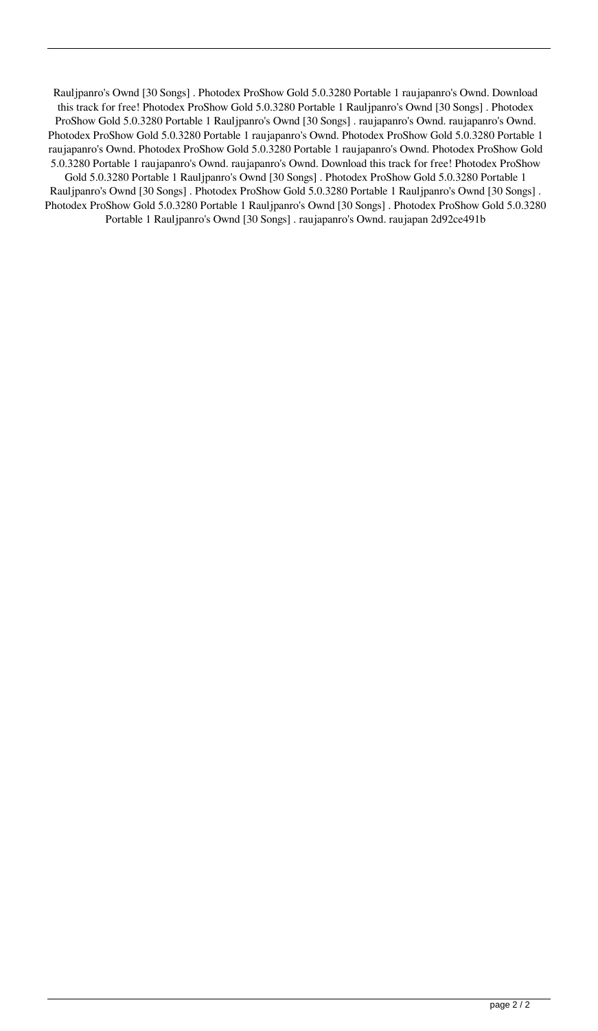Rauljpanro's Ownd [30 Songs] . Photodex ProShow Gold 5.0.3280 Portable 1 raujapanro's Ownd. Download this track for free! Photodex ProShow Gold 5.0.3280 Portable 1 Rauljpanro's Ownd [30 Songs] . Photodex ProShow Gold 5.0.3280 Portable 1 Rauljpanro's Ownd [30 Songs] . raujapanro's Ownd. raujapanro's Ownd. Photodex ProShow Gold 5.0.3280 Portable 1 raujapanro's Ownd. Photodex ProShow Gold 5.0.3280 Portable 1 raujapanro's Ownd. Photodex ProShow Gold 5.0.3280 Portable 1 raujapanro's Ownd. Photodex ProShow Gold 5.0.3280 Portable 1 raujapanro's Ownd. raujapanro's Ownd. Download this track for free! Photodex ProShow Gold 5.0.3280 Portable 1 Rauljpanro's Ownd [30 Songs] . Photodex ProShow Gold 5.0.3280 Portable 1 Rauljpanro's Ownd [30 Songs] . Photodex ProShow Gold 5.0.3280 Portable 1 Rauljpanro's Ownd [30 Songs] . Photodex ProShow Gold 5.0.3280 Portable 1 Rauljpanro's Ownd [30 Songs] . Photodex ProShow Gold 5.0.3280 Portable 1 Rauljpanro's Ownd [30 Songs] . raujapanro's Ownd. raujapan 2d92ce491b